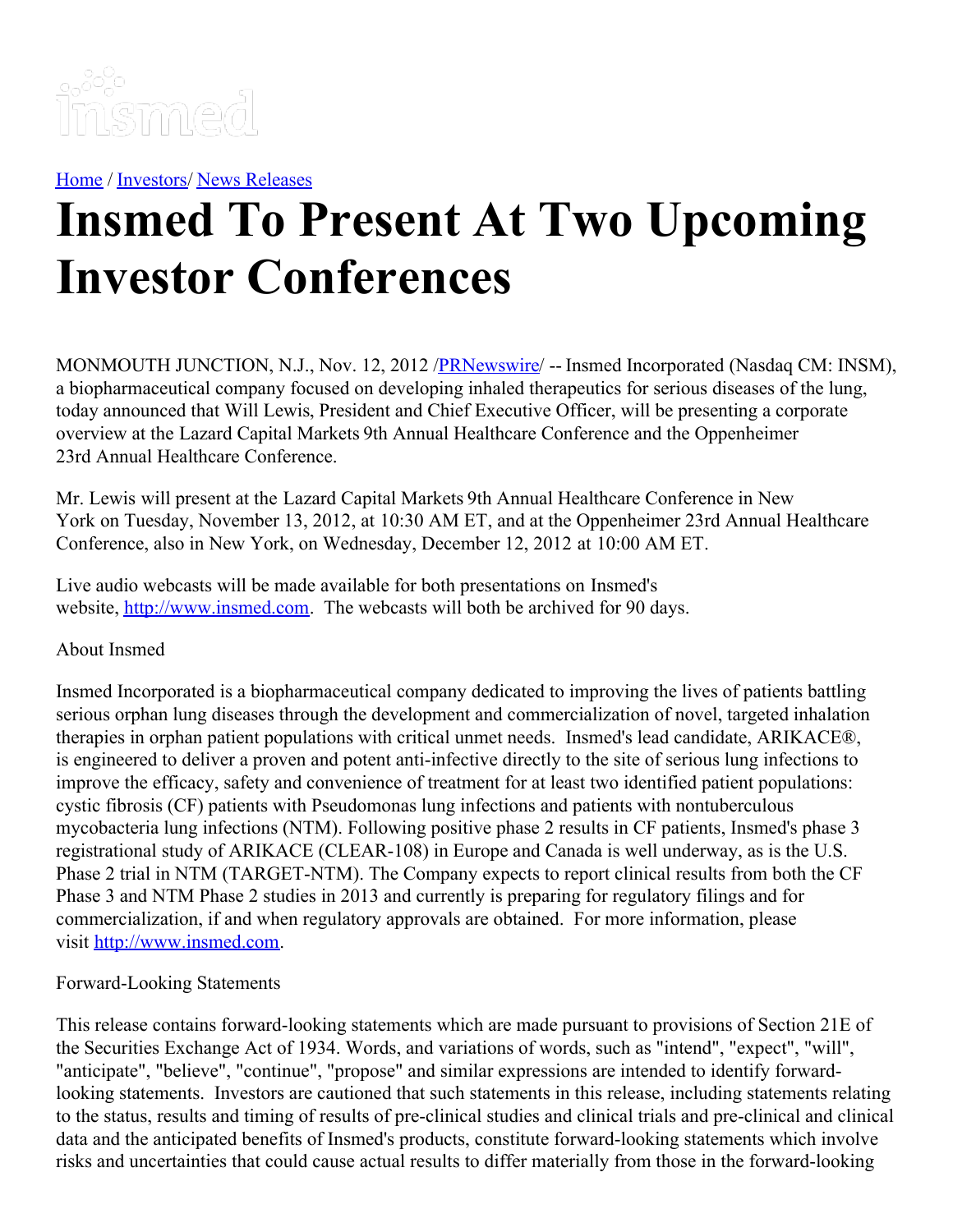Home / Investors/ News Releases

# Insmed To Present At Two Upcoming Investor Conferences

MONMOUTH JUNCTION, N.J., Nov. 12, 2012 /PRNewswire/ -- Insmed Incorporated (Nasdaq CM: INSM), a biopharmaceutical company focused on developing inhaled therapeutics for serious diseases of the lung, today announced that Will Lewis, President and Chief Executive Officer, will be presenting a corporate overview at the Lazard Capital Markets 9th Annual Healthcare Conference and the Oppenheimer 23rd Annual Healthcare Conference.

Mr. Lewis will present at the Lazard Capital Markets 9th Annual Healthcare Conference in New York on Tuesday, November 13, 2012, at 10:30 AM ET, and at the Oppenheimer 23rd Annual Healthcare Conference, also in New York, on Wednesday, December 12, 2012 at 10:00 AM ET.

Live audio webcasts will be made available for both presentations on Insmed's website, http://www.insmed.com. The webcasts will both be archived for 90 days.

About Insmed

Insmed Incorporated is a biopharmaceutical company dedicated to improving the lives of patients battling serious orphan lung diseases through the development and commercialization of novel, targeted inhalation therapies in orphan patient populations with critical unmet needs. Insmed's lead candidate, ARIKACE®, is engineered to deliver a proven and potent anti-infective directly to the site of serious lung infections to improve the efficacy, safety and convenience of treatment for at least two identified patient populations: cystic fibrosis (CF) patients with Pseudomonas lung infections and patients with nontuberculous mycobacteria lung infections (NTM). Following positive phase 2 results in CF patients, Insmed's phase 3 registrational study of ARIKACE (CLEAR-108) in Europe and Canada is well underway, as is the U.S. Phase 2 trial in NTM (TARGET-NTM). The Company expects to report clinical results from both the CF Phase 3 and NTM Phase 2 studies in 2013 and currently is preparing for regulatory filings and for commercialization, if and when regulatory approvals are obtained. For more information, please visit http://www.insmed.com.

Forward-Looking Statements

This release contains forward-looking statements which are made pursuant to provisions of Section 21E of the Securities Exchange Act of 1934. Words, and variations of words, such as "intend", "expect", "will", "anticipate", "believe", "continue", "propose" and similar expressions are intended to identify forward-looking statements. Investors are cautioned that such statements in this release, including statements relating to the status, results and timing of results of pre-clinical studies and clinical trials and pre-clinical and clinical data and the anticipated benefits of Insmed's products, constitute forward-looking statements which involve risks and uncertainties that could cause actual results to differ materially from those in the forward-looking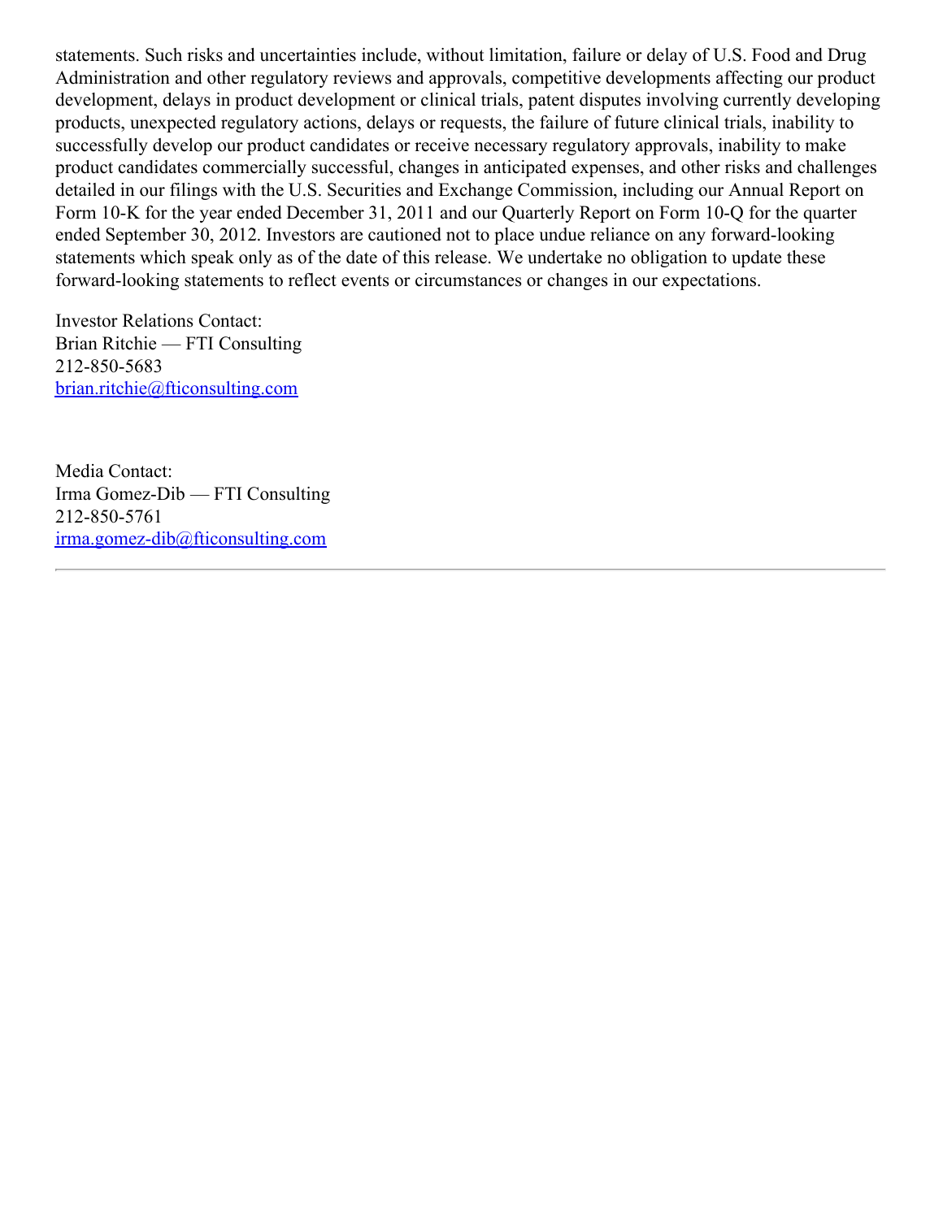statements. Such risks and uncertainties include, without limitation, failure or delay of U.S. Food and Drug Administration and other regulatory reviews and approvals, competitive developments affecting our product development, delays in product development or clinical trials, patent disputes involving currently developing products, unexpected regulatory actions, delays or requests, the failure of future clinical trials, inability to successfully develop our product candidates or receive necessary regulatory approvals, inability to make product candidates commercially successful, changes in anticipated expenses, and other risks and challenges detailed in our filings with the U.S. Securities and Exchange Commission, including our Annual Report on Form 10-K for the year ended December 31, 2011 and our Quarterly Report on Form 10-Q for the quarter ended September 30, 2012. Investors are cautioned not to place undue reliance on any forward-looking statements which speak only as of the date of this release. We undertake no obligation to update these forward-looking statements to reflect events or circumstances or changes in our expectations.

Investor Relations Contact:
Brian Ritchie — FTI Consulting
212-850-5683
brian.ritchie@fticonsulting.com

Media Contact:
Irma Gomez-Dib — FTI Consulting
212-850-5761
irma.gomez-dib@fticonsulting.com

---